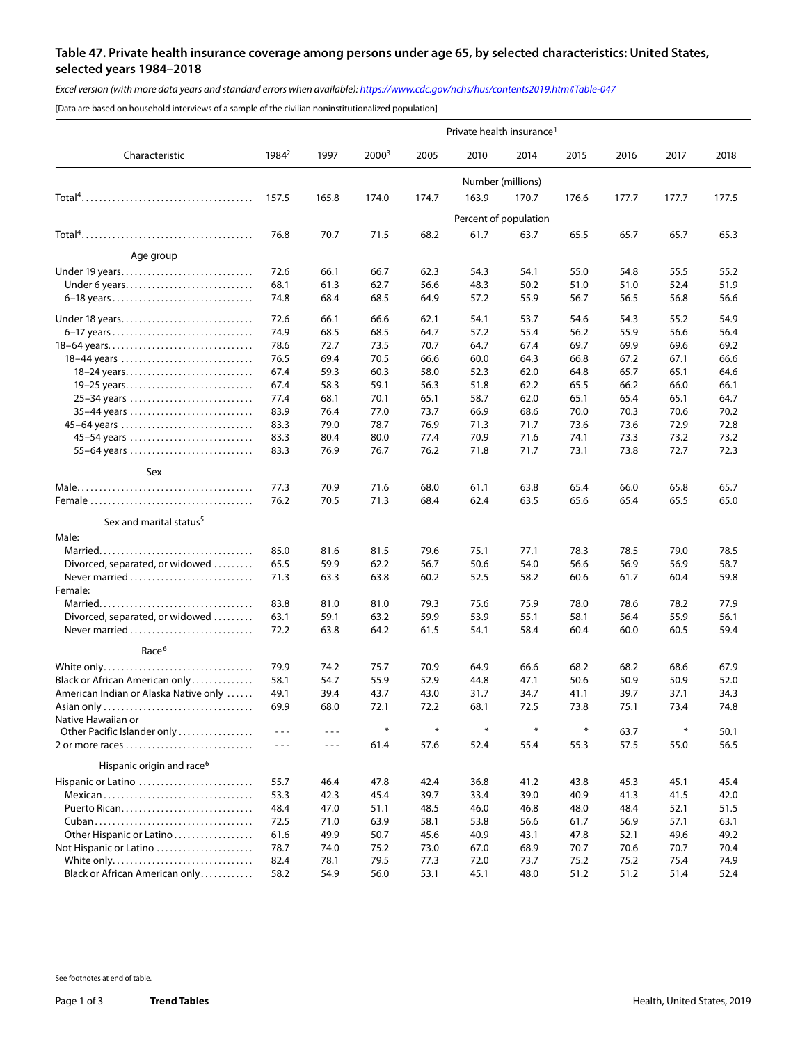## Table 47. Private health insurance coverage among persons under age 65, by selected characteristics: United States, selected years 1984–2018

*Excel version (with more data years and standard errors when available): https://www.cdc.gov/nchs/hus/contents2019.htm#Table-047*

[Data are based on household interviews of a sample of the civilian noninstitutionalized population]

| Characteristic | Private health insurance[1] | | | | | | | | | |
|---|---|---|---|---|---|---|---|---|---|---|
| | 1984[2] | 1997 | 2000[3] | 2005 | 2010 | 2014 | 2015 | 2016 | 2017 | 2018 |
| | Number (millions) | | | | | | | | | |
| Total[4] | 157.5 | 165.8 | 174.0 | 174.7 | 163.9 | 170.7 | 176.6 | 177.7 | 177.7 | 177.5 |
| | Percent of population | | | | | | | | | |
| Total[4] | 76.8 | 70.7 | 71.5 | 68.2 | 61.7 | 63.7 | 65.5 | 65.7 | 65.7 | 65.3 |
| **Age group** | | | | | | | | | | |
| Under 19 years | 72.6 | 66.1 | 66.7 | 62.3 | 54.3 | 54.1 | 55.0 | 54.8 | 55.5 | 55.2 |
| Under 6 years | 68.1 | 61.3 | 62.7 | 56.6 | 48.3 | 50.2 | 51.0 | 51.0 | 52.4 | 51.9 |
| 6–18 years | 74.8 | 68.4 | 68.5 | 64.9 | 57.2 | 55.9 | 56.7 | 56.5 | 56.8 | 56.6 |
| Under 18 years | 72.6 | 66.1 | 66.6 | 62.1 | 54.1 | 53.7 | 54.6 | 54.3 | 55.2 | 54.9 |
| 6–17 years | 74.9 | 68.5 | 68.5 | 64.7 | 57.2 | 55.4 | 56.2 | 55.9 | 56.6 | 56.4 |
| 18–64 years | 78.6 | 72.7 | 73.5 | 70.7 | 64.7 | 67.4 | 69.7 | 69.9 | 69.6 | 69.2 |
| 18–44 years | 76.5 | 69.4 | 70.5 | 66.6 | 60.0 | 64.3 | 66.8 | 67.2 | 67.1 | 66.6 |
| 18–24 years | 67.4 | 59.3 | 60.3 | 58.0 | 52.3 | 62.0 | 64.8 | 65.7 | 65.1 | 64.6 |
| 19–25 years | 67.4 | 58.3 | 59.1 | 56.3 | 51.8 | 62.2 | 65.5 | 66.2 | 66.0 | 66.1 |
| 25–34 years | 77.4 | 68.1 | 70.1 | 65.1 | 58.7 | 62.0 | 65.1 | 65.4 | 65.1 | 64.7 |
| 35–44 years | 83.9 | 76.4 | 77.0 | 73.7 | 66.9 | 68.6 | 70.0 | 70.3 | 70.6 | 70.2 |
| 45–64 years | 83.3 | 79.0 | 78.7 | 76.9 | 71.3 | 71.7 | 73.6 | 73.6 | 72.9 | 72.8 |
| 45–54 years | 83.3 | 80.4 | 80.0 | 77.4 | 70.9 | 71.6 | 74.1 | 73.3 | 73.2 | 73.2 |
| 55–64 years | 83.3 | 76.9 | 76.7 | 76.2 | 71.8 | 71.7 | 73.1 | 73.8 | 72.7 | 72.3 |
| **Sex** | | | | | | | | | | |
| Male | 77.3 | 70.9 | 71.6 | 68.0 | 61.1 | 63.8 | 65.4 | 66.0 | 65.8 | 65.7 |
| Female | 76.2 | 70.5 | 71.3 | 68.4 | 62.4 | 63.5 | 65.6 | 65.4 | 65.5 | 65.0 |
| **Sex and marital status[5]** | | | | | | | | | | |
| Male: | | | | | | | | | | |
| Married | 85.0 | 81.6 | 81.5 | 79.6 | 75.1 | 77.1 | 78.3 | 78.5 | 79.0 | 78.5 |
| Divorced, separated, or widowed | 65.5 | 59.9 | 62.2 | 56.7 | 50.6 | 54.0 | 56.6 | 56.9 | 56.9 | 58.7 |
| Never married | 71.3 | 63.3 | 63.8 | 60.2 | 52.5 | 58.2 | 60.6 | 61.7 | 60.4 | 59.8 |
| Female: | | | | | | | | | | |
| Married | 83.8 | 81.0 | 81.0 | 79.3 | 75.6 | 75.9 | 78.0 | 78.6 | 78.2 | 77.9 |
| Divorced, separated, or widowed | 63.1 | 59.1 | 63.2 | 59.9 | 53.9 | 55.1 | 58.1 | 56.4 | 55.9 | 56.1 |
| Never married | 72.2 | 63.8 | 64.2 | 61.5 | 54.1 | 58.4 | 60.4 | 60.0 | 60.5 | 59.4 |
| **Race[6]** | | | | | | | | | | |
| White only | 79.9 | 74.2 | 75.7 | 70.9 | 64.9 | 66.6 | 68.2 | 68.2 | 68.6 | 67.9 |
| Black or African American only | 58.1 | 54.7 | 55.9 | 52.9 | 44.8 | 47.1 | 50.6 | 50.9 | 50.9 | 52.0 |
| American Indian or Alaska Native only | 49.1 | 39.4 | 43.7 | 43.0 | 31.7 | 34.7 | 41.1 | 39.7 | 37.1 | 34.3 |
| Asian only | 69.9 | 68.0 | 72.1 | 72.2 | 68.1 | 72.5 | 73.8 | 75.1 | 73.4 | 74.8 |
| Native Hawaiian or Other Pacific Islander only | - - - | - - - | * | * | * | * | * | 63.7 | * | 50.1 |
| 2 or more races | - - - | - - - | 61.4 | 57.6 | 52.4 | 55.4 | 55.3 | 57.5 | 55.0 | 56.5 |
| **Hispanic origin and race[6]** | | | | | | | | | | |
| Hispanic or Latino | 55.7 | 46.4 | 47.8 | 42.4 | 36.8 | 41.2 | 43.8 | 45.3 | 45.1 | 45.4 |
| Mexican | 53.3 | 42.3 | 45.4 | 39.7 | 33.4 | 39.0 | 40.9 | 41.3 | 41.5 | 42.0 |
| Puerto Rican | 48.4 | 47.0 | 51.1 | 48.5 | 46.0 | 46.8 | 48.0 | 48.4 | 52.1 | 51.5 |
| Cuban | 72.5 | 71.0 | 63.9 | 58.1 | 53.8 | 56.6 | 61.7 | 56.9 | 57.1 | 63.1 |
| Other Hispanic or Latino | 61.6 | 49.9 | 50.7 | 45.6 | 40.9 | 43.1 | 47.8 | 52.1 | 49.6 | 49.2 |
| Not Hispanic or Latino | 78.7 | 74.0 | 75.2 | 73.0 | 67.0 | 68.9 | 70.7 | 70.6 | 70.7 | 70.4 |
| White only | 82.4 | 78.1 | 79.5 | 77.3 | 72.0 | 73.7 | 75.2 | 75.2 | 75.4 | 74.9 |
| Black or African American only | 58.2 | 54.9 | 56.0 | 53.1 | 45.1 | 48.0 | 51.2 | 51.2 | 51.4 | 52.4 |

See footnotes at end of table.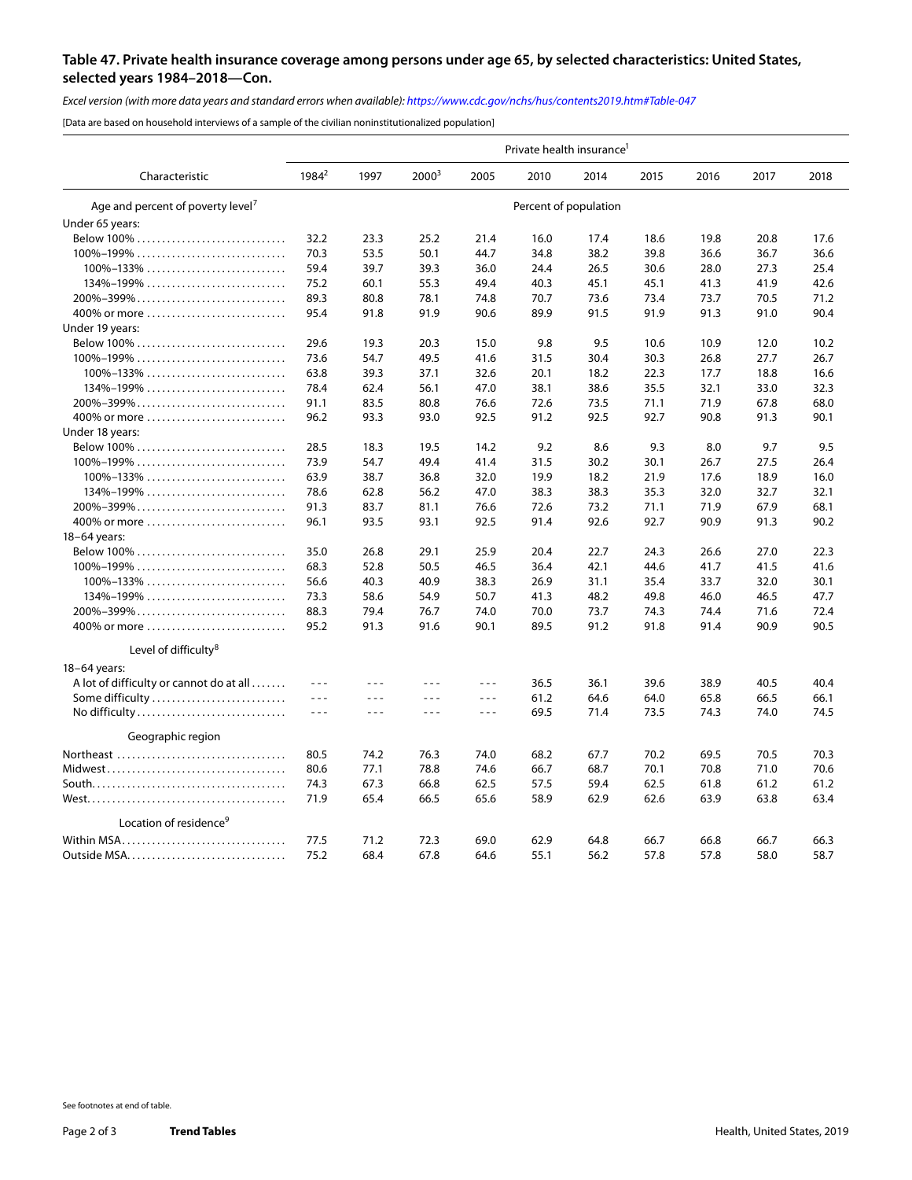## Table 47. Private health insurance coverage among persons under age 65, by selected characteristics: United States, selected years 1984–2018—Con.

*Excel version (with more data years and standard errors when available): https://www.cdc.gov/nchs/hus/contents2019.htm#Table-047*

[Data are based on household interviews of a sample of the civilian noninstitutionalized population]

| Characteristic | Private health insurance[1] | | | | | | | | | |
|---|---|---|---|---|---|---|---|---|---|---|
| | 1984[2] | 1997 | 2000[3] | 2005 | 2010 | 2014 | 2015 | 2016 | 2017 | 2018 |
| **Age and percent of poverty level[7]** | Percent of population | | | | | | | | | |
| Under 65 years: | | | | | | | | | | |
| Below 100% | 32.2 | 23.3 | 25.2 | 21.4 | 16.0 | 17.4 | 18.6 | 19.8 | 20.8 | 17.6 |
| 100%–199% | 70.3 | 53.5 | 50.1 | 44.7 | 34.8 | 38.2 | 39.8 | 36.6 | 36.7 | 36.6 |
| 100%–133% | 59.4 | 39.7 | 39.3 | 36.0 | 24.4 | 26.5 | 30.6 | 28.0 | 27.3 | 25.4 |
| 134%–199% | 75.2 | 60.1 | 55.3 | 49.4 | 40.3 | 45.1 | 45.1 | 41.3 | 41.9 | 42.6 |
| 200%–399% | 89.3 | 80.8 | 78.1 | 74.8 | 70.7 | 73.6 | 73.4 | 73.7 | 70.5 | 71.2 |
| 400% or more | 95.4 | 91.8 | 91.9 | 90.6 | 89.9 | 91.5 | 91.9 | 91.3 | 91.0 | 90.4 |
| Under 19 years: | | | | | | | | | | |
| Below 100% | 29.6 | 19.3 | 20.3 | 15.0 | 9.8 | 9.5 | 10.6 | 10.9 | 12.0 | 10.2 |
| 100%–199% | 73.6 | 54.7 | 49.5 | 41.6 | 31.5 | 30.4 | 30.3 | 26.8 | 27.7 | 26.7 |
| 100%–133% | 63.8 | 39.3 | 37.1 | 32.6 | 20.1 | 18.2 | 22.3 | 17.7 | 18.8 | 16.6 |
| 134%–199% | 78.4 | 62.4 | 56.1 | 47.0 | 38.1 | 38.6 | 35.5 | 32.1 | 33.0 | 32.3 |
| 200%–399% | 91.1 | 83.5 | 80.8 | 76.6 | 72.6 | 73.5 | 71.1 | 71.9 | 67.8 | 68.0 |
| 400% or more | 96.2 | 93.3 | 93.0 | 92.5 | 91.2 | 92.5 | 92.7 | 90.8 | 91.3 | 90.1 |
| Under 18 years: | | | | | | | | | | |
| Below 100% | 28.5 | 18.3 | 19.5 | 14.2 | 9.2 | 8.6 | 9.3 | 8.0 | 9.7 | 9.5 |
| 100%–199% | 73.9 | 54.7 | 49.4 | 41.4 | 31.5 | 30.2 | 30.1 | 26.7 | 27.5 | 26.4 |
| 100%–133% | 63.9 | 38.7 | 36.8 | 32.0 | 19.9 | 18.2 | 21.9 | 17.6 | 18.9 | 16.0 |
| 134%–199% | 78.6 | 62.8 | 56.2 | 47.0 | 38.3 | 38.3 | 35.3 | 32.0 | 32.7 | 32.1 |
| 200%–399% | 91.3 | 83.7 | 81.1 | 76.6 | 72.6 | 73.2 | 71.1 | 71.9 | 67.9 | 68.1 |
| 400% or more | 96.1 | 93.5 | 93.1 | 92.5 | 91.4 | 92.6 | 92.7 | 90.9 | 91.3 | 90.2 |
| 18–64 years: | | | | | | | | | | |
| Below 100% | 35.0 | 26.8 | 29.1 | 25.9 | 20.4 | 22.7 | 24.3 | 26.6 | 27.0 | 22.3 |
| 100%–199% | 68.3 | 52.8 | 50.5 | 46.5 | 36.4 | 42.1 | 44.6 | 41.7 | 41.5 | 41.6 |
| 100%–133% | 56.6 | 40.3 | 40.9 | 38.3 | 26.9 | 31.1 | 35.4 | 33.7 | 32.0 | 30.1 |
| 134%–199% | 73.3 | 58.6 | 54.9 | 50.7 | 41.3 | 48.2 | 49.8 | 46.0 | 46.5 | 47.7 |
| 200%–399% | 88.3 | 79.4 | 76.7 | 74.0 | 70.0 | 73.7 | 74.3 | 74.4 | 71.6 | 72.4 |
| 400% or more | 95.2 | 91.3 | 91.6 | 90.1 | 89.5 | 91.2 | 91.8 | 91.4 | 90.9 | 90.5 |
| **Level of difficulty[8]** | | | | | | | | | | |
| 18–64 years: | | | | | | | | | | |
| A lot of difficulty or cannot do at all | - - - | - - - | - - - | - - - | 36.5 | 36.1 | 39.6 | 38.9 | 40.5 | 40.4 |
| Some difficulty | - - - | - - - | - - - | - - - | 61.2 | 64.6 | 64.0 | 65.8 | 66.5 | 66.1 |
| No difficulty | - - - | - - - | - - - | - - - | 69.5 | 71.4 | 73.5 | 74.3 | 74.0 | 74.5 |
| **Geographic region** | | | | | | | | | | |
| Northeast | 80.5 | 74.2 | 76.3 | 74.0 | 68.2 | 67.7 | 70.2 | 69.5 | 70.5 | 70.3 |
| Midwest | 80.6 | 77.1 | 78.8 | 74.6 | 66.7 | 68.7 | 70.1 | 70.8 | 71.0 | 70.6 |
| South | 74.3 | 67.3 | 66.8 | 62.5 | 57.5 | 59.4 | 62.5 | 61.8 | 61.2 | 61.2 |
| West | 71.9 | 65.4 | 66.5 | 65.6 | 58.9 | 62.9 | 62.6 | 63.9 | 63.8 | 63.4 |
| **Location of residence[9]** | | | | | | | | | | |
| Within MSA | 77.5 | 71.2 | 72.3 | 69.0 | 62.9 | 64.8 | 66.7 | 66.8 | 66.7 | 66.3 |
| Outside MSA | 75.2 | 68.4 | 67.8 | 64.6 | 55.1 | 56.2 | 57.8 | 57.8 | 58.0 | 58.7 |

See footnotes at end of table.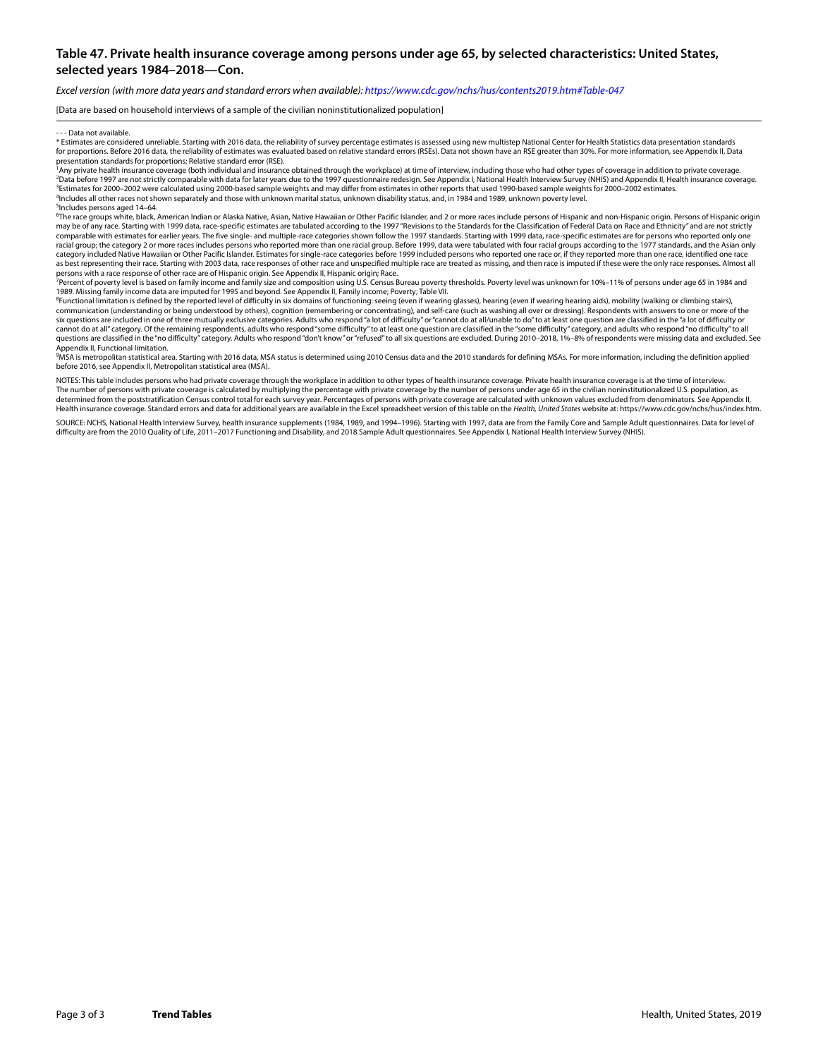## Table 47. Private health insurance coverage among persons under age 65, by selected characteristics: United States, selected years 1984–2018—Con.

*Excel version (with more data years and standard errors when available): https://www.cdc.gov/nchs/hus/contents2019.htm#Table-047*

[Data are based on household interviews of a sample of the civilian noninstitutionalized population]

- - - Data not available.

* Estimates are considered unreliable. Starting with 2016 data, the reliability of survey percentage estimates is assessed using new multistep National Center for Health Statistics data presentation standards for proportions. Before 2016 data, the reliability of estimates was evaluated based on relative standard errors (RSEs). Data not shown have an RSE greater than 30%. For more information, see Appendix II, Data presentation standards for proportions; Relative standard error (RSE).

[1]Any private health insurance coverage (both individual and insurance obtained through the workplace) at time of interview, including those who had other types of coverage in addition to private coverage.

[2]Data before 1997 are not strictly comparable with data for later years due to the 1997 questionnaire redesign. See Appendix I, National Health Interview Survey (NHIS) and Appendix II, Health insurance coverage.

[3]Estimates for 2000–2002 were calculated using 2000-based sample weights and may differ from estimates in other reports that used 1990-based sample weights for 2000–2002 estimates.

[4]Includes all other races not shown separately and those with unknown marital status, unknown disability status, and, in 1984 and 1989, unknown poverty level.

[5]Includes persons aged 14–64.

[6]The race groups white, black, American Indian or Alaska Native, Asian, Native Hawaiian or Other Pacific Islander, and 2 or more races include persons of Hispanic and non-Hispanic origin. Persons of Hispanic origin may be of any race. Starting with 1999 data, race-specific estimates are tabulated according to the 1997 "Revisions to the Standards for the Classification of Federal Data on Race and Ethnicity" and are not strictly comparable with estimates for earlier years. The five single- and multiple-race categories shown follow the 1997 standards. Starting with 1999 data, race-specific estimates are for persons who reported only one racial group; the category 2 or more races includes persons who reported more than one racial group. Before 1999, data were tabulated with four racial groups according to the 1977 standards, and the Asian only category included Native Hawaiian or Other Pacific Islander. Estimates for single-race categories before 1999 included persons who reported one race or, if they reported more than one race, identified one race as best representing their race. Starting with 2003 data, race responses of other race and unspecified multiple race are treated as missing, and then race is imputed if these were the only race responses. Almost all persons with a race response of other race are of Hispanic origin. See Appendix II, Hispanic origin; Race.

[7]Percent of poverty level is based on family income and family size and composition using U.S. Census Bureau poverty thresholds. Poverty level was unknown for 10%–11% of persons under age 65 in 1984 and 1989. Missing family income data are imputed for 1995 and beyond. See Appendix II, Family income; Poverty; Table VII.

[8]Functional limitation is defined by the reported level of difficulty in six domains of functioning: seeing (even if wearing glasses), hearing (even if wearing hearing aids), mobility (walking or climbing stairs), communication (understanding or being understood by others), cognition (remembering or concentrating), and self-care (such as washing all over or dressing). Respondents with answers to one or more of the six questions are included in one of three mutually exclusive categories. Adults who respond "a lot of difficulty" or "cannot do at all/unable to do" to at least one question are classified in the "a lot of difficulty or cannot do at all" category. Of the remaining respondents, adults who respond "some difficulty" to at least one question are classified in the "some difficulty" category, and adults who respond "no difficulty" to all questions are classified in the "no difficulty" category. Adults who respond "don't know" or "refused" to all six questions are excluded. During 2010–2018, 1%–8% of respondents were missing data and excluded. See Appendix II, Functional limitation.

[9]MSA is metropolitan statistical area. Starting with 2016 data, MSA status is determined using 2010 Census data and the 2010 standards for defining MSAs. For more information, including the definition applied before 2016, see Appendix II, Metropolitan statistical area (MSA).

NOTES: This table includes persons who had private coverage through the workplace in addition to other types of health insurance coverage. Private health insurance coverage is at the time of interview. The number of persons with private coverage is calculated by multiplying the percentage with private coverage by the number of persons under age 65 in the civilian noninstitutionalized U.S. population, as determined from the poststratification Census control total for each survey year. Percentages of persons with private coverage are calculated with unknown values excluded from denominators. See Appendix II, Health insurance coverage. Standard errors and data for additional years are available in the Excel spreadsheet version of this table on the *Health, United States* website at: https://www.cdc.gov/nchs/hus/index.htm.

SOURCE: NCHS, National Health Interview Survey, health insurance supplements (1984, 1989, and 1994–1996). Starting with 1997, data are from the Family Core and Sample Adult questionnaires. Data for level of difficulty are from the 2010 Quality of Life, 2011–2017 Functioning and Disability, and 2018 Sample Adult questionnaires. See Appendix I, National Health Interview Survey (NHIS).